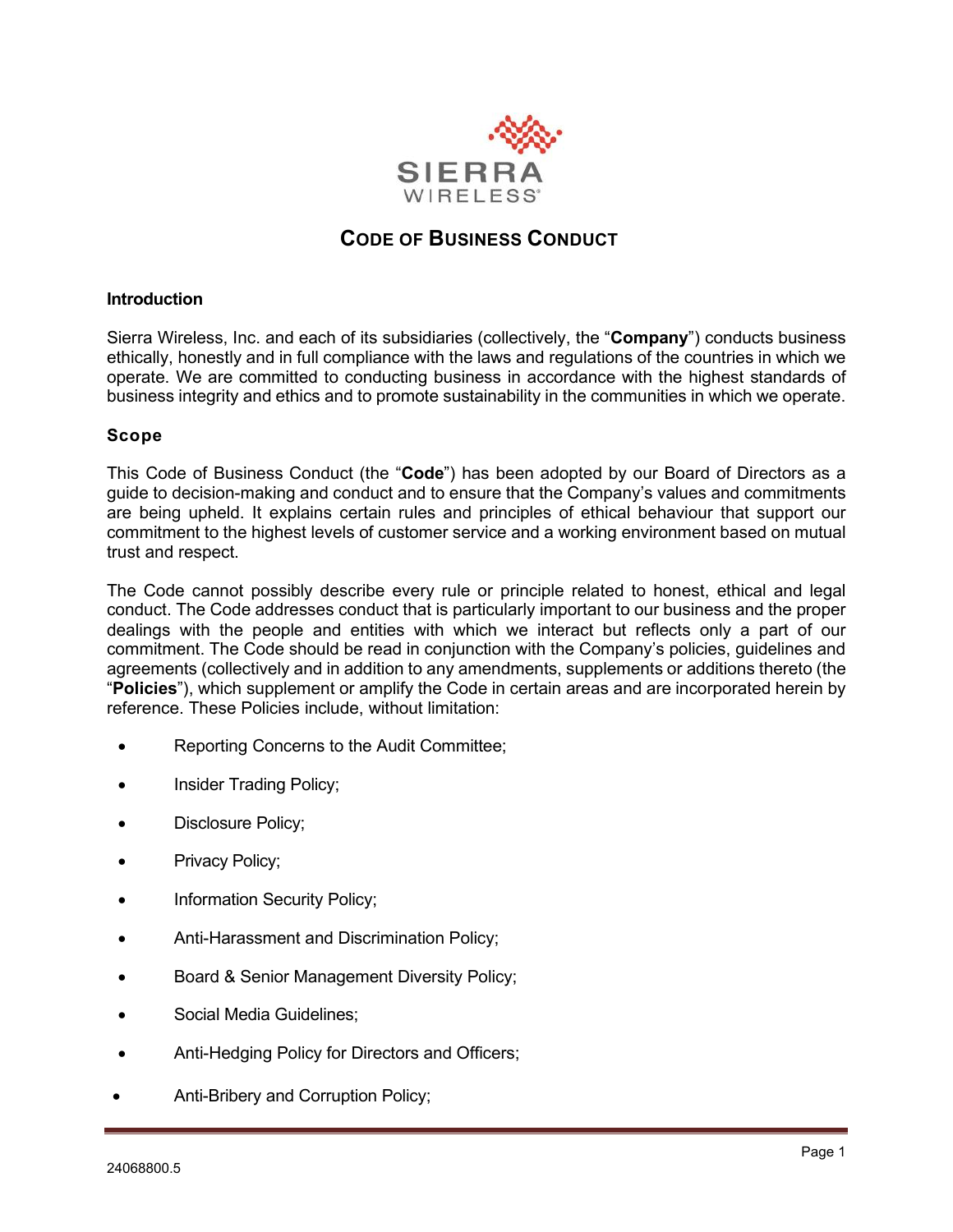# Code of Business Conduct

## Introduction

Sierra Wireless, Inc. and each of its subsidiaries (collectively, the "**Company**") conducts business ethically, honestly and in full compliance with the laws and regulations of the countries in which we operate. We are committed to conducting business in accordance with the highest standards of business integrity and ethics and to promote sustainability in the communities in which we operate.

## Scope

This Code of Business Conduct (the "**Code**") has been adopted by our Board of Directors as a guide to decision-making and conduct and to ensure that the Company's values and commitments are being upheld. It explains certain rules and principles of ethical behaviour that support our commitment to the highest levels of customer service and a working environment based on mutual trust and respect.

The Code cannot possibly describe every rule or principle related to honest, ethical and legal conduct. The Code addresses conduct that is particularly important to our business and the proper dealings with the people and entities with which we interact but reflects only a part of our commitment. The Code should be read in conjunction with the Company's policies, guidelines and agreements (collectively and in addition to any amendments, supplements or additions thereto (the "**Policies**"), which supplement or amplify the Code in certain areas and are incorporated herein by reference. These Policies include, without limitation:

- Reporting Concerns to the Audit Committee;
- Insider Trading Policy;
- Disclosure Policy;
- Privacy Policy;
- Information Security Policy;
- Anti-Harassment and Discrimination Policy;
- Board & Senior Management Diversity Policy;
- Social Media Guidelines;
- Anti-Hedging Policy for Directors and Officers;
- Anti-Bribery and Corruption Policy;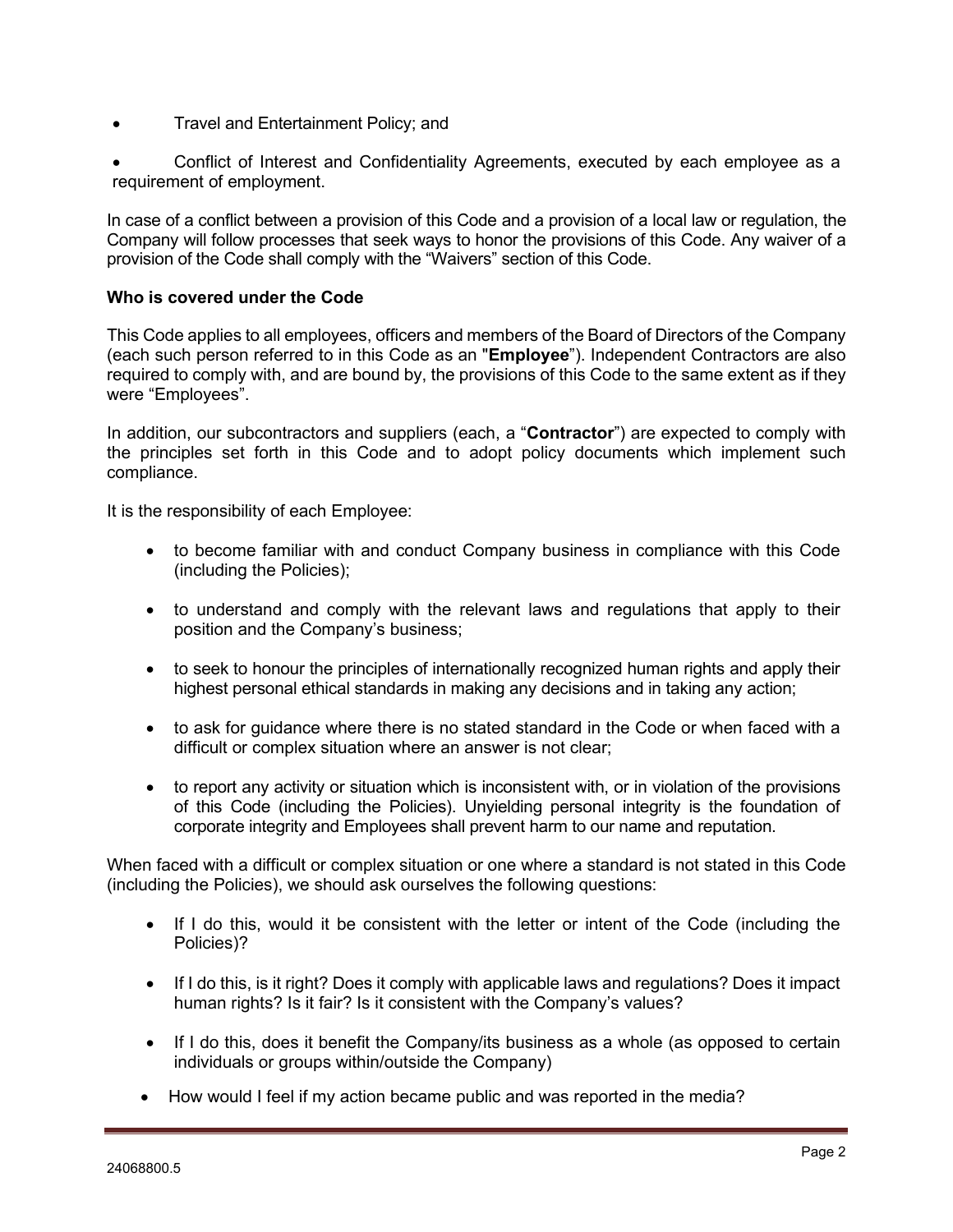- Travel and Entertainment Policy; and
- Conflict of Interest and Confidentiality Agreements, executed by each employee as a requirement of employment.

In case of a conflict between a provision of this Code and a provision of a local law or regulation, the Company will follow processes that seek ways to honor the provisions of this Code. Any waiver of a provision of the Code shall comply with the "Waivers" section of this Code.

**Who is covered under the Code**

This Code applies to all employees, officers and members of the Board of Directors of the Company (each such person referred to in this Code as an "**Employee**"). Independent Contractors are also required to comply with, and are bound by, the provisions of this Code to the same extent as if they were "Employees".

In addition, our subcontractors and suppliers (each, a "**Contractor**") are expected to comply with the principles set forth in this Code and to adopt policy documents which implement such compliance.

It is the responsibility of each Employee:

- to become familiar with and conduct Company business in compliance with this Code (including the Policies);
- to understand and comply with the relevant laws and regulations that apply to their position and the Company's business;
- to seek to honour the principles of internationally recognized human rights and apply their highest personal ethical standards in making any decisions and in taking any action;
- to ask for guidance where there is no stated standard in the Code or when faced with a difficult or complex situation where an answer is not clear;
- to report any activity or situation which is inconsistent with, or in violation of the provisions of this Code (including the Policies). Unyielding personal integrity is the foundation of corporate integrity and Employees shall prevent harm to our name and reputation.

When faced with a difficult or complex situation or one where a standard is not stated in this Code (including the Policies), we should ask ourselves the following questions:

- If I do this, would it be consistent with the letter or intent of the Code (including the Policies)?
- If I do this, is it right? Does it comply with applicable laws and regulations? Does it impact human rights? Is it fair? Is it consistent with the Company's values?
- If I do this, does it benefit the Company/its business as a whole (as opposed to certain individuals or groups within/outside the Company)
- How would I feel if my action became public and was reported in the media?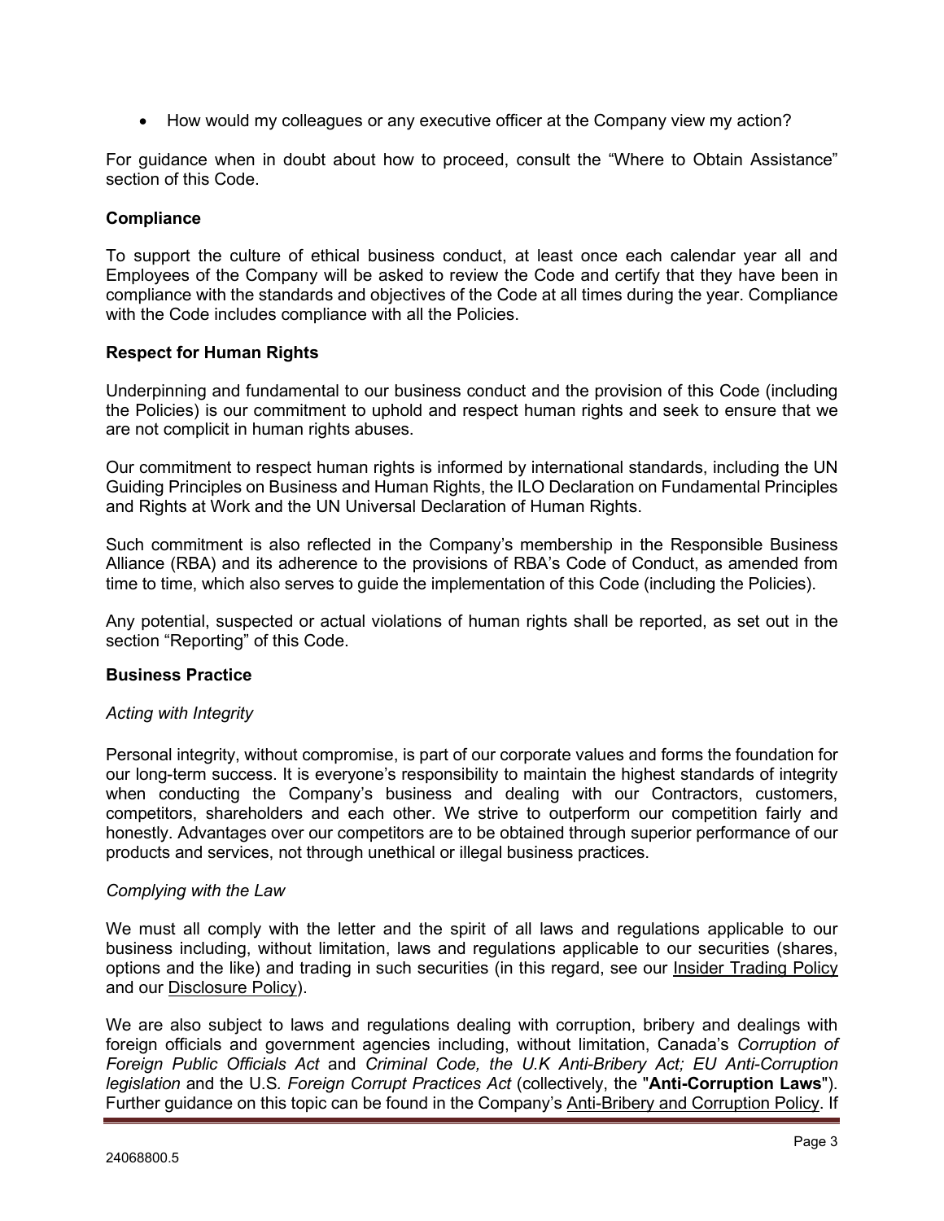- How would my colleagues or any executive officer at the Company view my action?

For guidance when in doubt about how to proceed, consult the "Where to Obtain Assistance" section of this Code.

**Compliance**

To support the culture of ethical business conduct, at least once each calendar year all and Employees of the Company will be asked to review the Code and certify that they have been in compliance with the standards and objectives of the Code at all times during the year. Compliance with the Code includes compliance with all the Policies.

**Respect for Human Rights**

Underpinning and fundamental to our business conduct and the provision of this Code (including the Policies) is our commitment to uphold and respect human rights and seek to ensure that we are not complicit in human rights abuses.

Our commitment to respect human rights is informed by international standards, including the UN Guiding Principles on Business and Human Rights, the ILO Declaration on Fundamental Principles and Rights at Work and the UN Universal Declaration of Human Rights.

Such commitment is also reflected in the Company's membership in the Responsible Business Alliance (RBA) and its adherence to the provisions of RBA's Code of Conduct, as amended from time to time, which also serves to guide the implementation of this Code (including the Policies).

Any potential, suspected or actual violations of human rights shall be reported, as set out in the section "Reporting" of this Code.

**Business Practice**

*Acting with Integrity*

Personal integrity, without compromise, is part of our corporate values and forms the foundation for our long-term success. It is everyone's responsibility to maintain the highest standards of integrity when conducting the Company's business and dealing with our Contractors, customers, competitors, shareholders and each other. We strive to outperform our competition fairly and honestly. Advantages over our competitors are to be obtained through superior performance of our products and services, not through unethical or illegal business practices.

*Complying with the Law*

We must all comply with the letter and the spirit of all laws and regulations applicable to our business including, without limitation, laws and regulations applicable to our securities (shares, options and the like) and trading in such securities (in this regard, see our Insider Trading Policy and our Disclosure Policy).

We are also subject to laws and regulations dealing with corruption, bribery and dealings with foreign officials and government agencies including, without limitation, Canada's *Corruption of Foreign Public Officials Act* and *Criminal Code, the U.K Anti-Bribery Act; EU Anti-Corruption legislation* and the U.S. *Foreign Corrupt Practices Act* (collectively, the "**Anti-Corruption Laws**"). Further guidance on this topic can be found in the Company's Anti-Bribery and Corruption Policy. If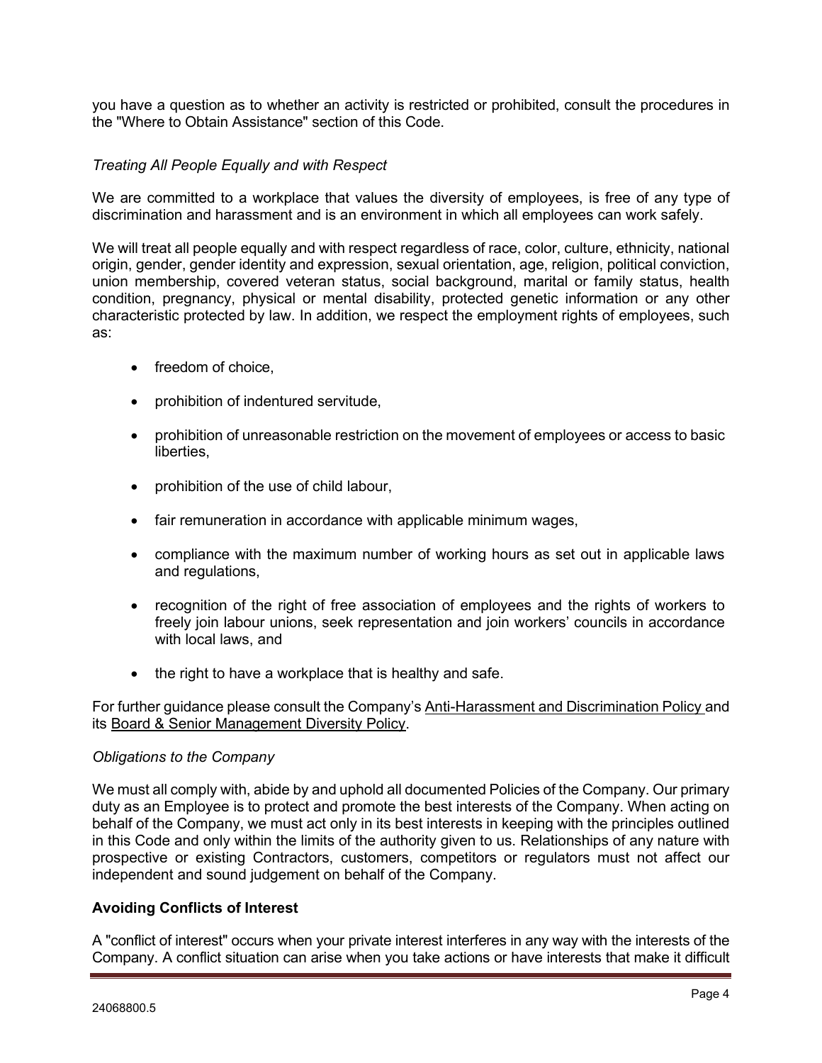you have a question as to whether an activity is restricted or prohibited, consult the procedures in the "Where to Obtain Assistance" section of this Code.

*Treating All People Equally and with Respect*

We are committed to a workplace that values the diversity of employees, is free of any type of discrimination and harassment and is an environment in which all employees can work safely.

We will treat all people equally and with respect regardless of race, color, culture, ethnicity, national origin, gender, gender identity and expression, sexual orientation, age, religion, political conviction, union membership, covered veteran status, social background, marital or family status, health condition, pregnancy, physical or mental disability, protected genetic information or any other characteristic protected by law. In addition, we respect the employment rights of employees, such as:

- freedom of choice,
- prohibition of indentured servitude,
- prohibition of unreasonable restriction on the movement of employees or access to basic liberties,
- prohibition of the use of child labour,
- fair remuneration in accordance with applicable minimum wages,
- compliance with the maximum number of working hours as set out in applicable laws and regulations,
- recognition of the right of free association of employees and the rights of workers to freely join labour unions, seek representation and join workers' councils in accordance with local laws, and
- the right to have a workplace that is healthy and safe.

For further guidance please consult the Company's Anti-Harassment and Discrimination Policy and its Board & Senior Management Diversity Policy.

*Obligations to the Company*

We must all comply with, abide by and uphold all documented Policies of the Company. Our primary duty as an Employee is to protect and promote the best interests of the Company. When acting on behalf of the Company, we must act only in its best interests in keeping with the principles outlined in this Code and only within the limits of the authority given to us. Relationships of any nature with prospective or existing Contractors, customers, competitors or regulators must not affect our independent and sound judgement on behalf of the Company.

**Avoiding Conflicts of Interest**

A "conflict of interest" occurs when your private interest interferes in any way with the interests of the Company. A conflict situation can arise when you take actions or have interests that make it difficult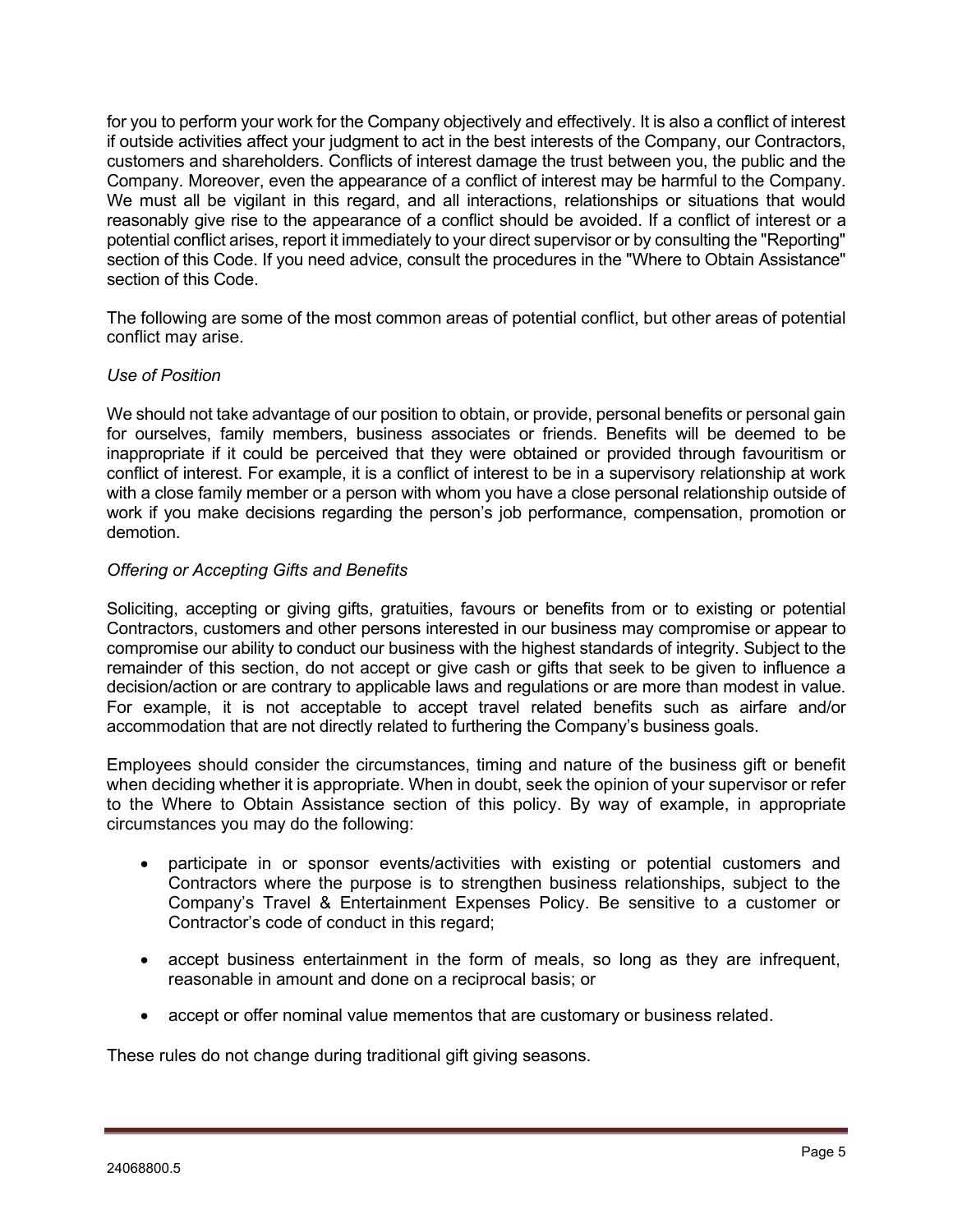for you to perform your work for the Company objectively and effectively. It is also a conflict of interest if outside activities affect your judgment to act in the best interests of the Company, our Contractors, customers and shareholders. Conflicts of interest damage the trust between you, the public and the Company. Moreover, even the appearance of a conflict of interest may be harmful to the Company. We must all be vigilant in this regard, and all interactions, relationships or situations that would reasonably give rise to the appearance of a conflict should be avoided. If a conflict of interest or a potential conflict arises, report it immediately to your direct supervisor or by consulting the "Reporting" section of this Code. If you need advice, consult the procedures in the "Where to Obtain Assistance" section of this Code.

The following are some of the most common areas of potential conflict, but other areas of potential conflict may arise.

*Use of Position*

We should not take advantage of our position to obtain, or provide, personal benefits or personal gain for ourselves, family members, business associates or friends. Benefits will be deemed to be inappropriate if it could be perceived that they were obtained or provided through favouritism or conflict of interest. For example, it is a conflict of interest to be in a supervisory relationship at work with a close family member or a person with whom you have a close personal relationship outside of work if you make decisions regarding the person's job performance, compensation, promotion or demotion.

*Offering or Accepting Gifts and Benefits*

Soliciting, accepting or giving gifts, gratuities, favours or benefits from or to existing or potential Contractors, customers and other persons interested in our business may compromise or appear to compromise our ability to conduct our business with the highest standards of integrity. Subject to the remainder of this section, do not accept or give cash or gifts that seek to be given to influence a decision/action or are contrary to applicable laws and regulations or are more than modest in value. For example, it is not acceptable to accept travel related benefits such as airfare and/or accommodation that are not directly related to furthering the Company's business goals.

Employees should consider the circumstances, timing and nature of the business gift or benefit when deciding whether it is appropriate. When in doubt, seek the opinion of your supervisor or refer to the Where to Obtain Assistance section of this policy. By way of example, in appropriate circumstances you may do the following:

- participate in or sponsor events/activities with existing or potential customers and Contractors where the purpose is to strengthen business relationships, subject to the Company's Travel & Entertainment Expenses Policy. Be sensitive to a customer or Contractor's code of conduct in this regard;
- accept business entertainment in the form of meals, so long as they are infrequent, reasonable in amount and done on a reciprocal basis; or
- accept or offer nominal value mementos that are customary or business related.

These rules do not change during traditional gift giving seasons.

24068800.5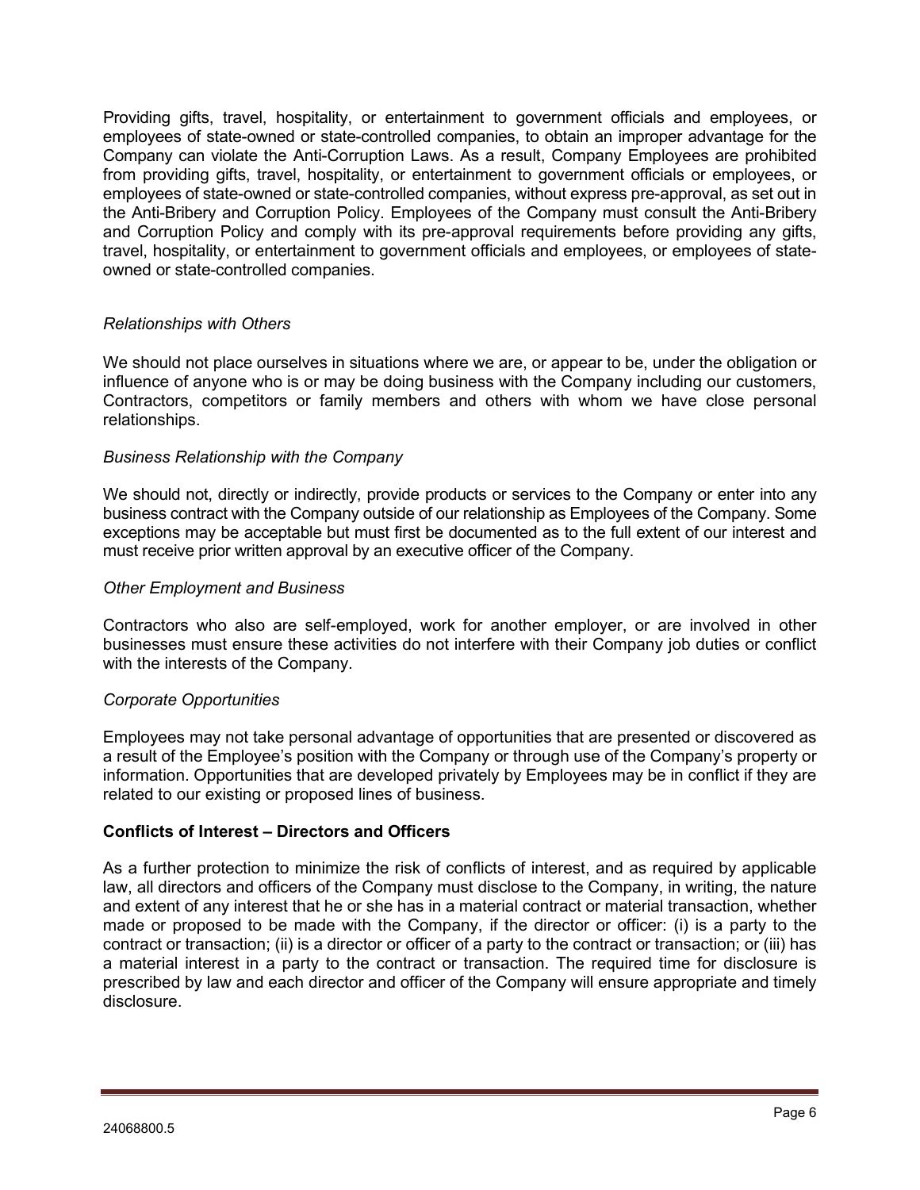Providing gifts, travel, hospitality, or entertainment to government officials and employees, or employees of state-owned or state-controlled companies, to obtain an improper advantage for the Company can violate the Anti-Corruption Laws. As a result, Company Employees are prohibited from providing gifts, travel, hospitality, or entertainment to government officials or employees, or employees of state-owned or state-controlled companies, without express pre-approval, as set out in the Anti-Bribery and Corruption Policy. Employees of the Company must consult the Anti-Bribery and Corruption Policy and comply with its pre-approval requirements before providing any gifts, travel, hospitality, or entertainment to government officials and employees, or employees of state-owned or state-controlled companies.

*Relationships with Others*

We should not place ourselves in situations where we are, or appear to be, under the obligation or influence of anyone who is or may be doing business with the Company including our customers, Contractors, competitors or family members and others with whom we have close personal relationships.

*Business Relationship with the Company*

We should not, directly or indirectly, provide products or services to the Company or enter into any business contract with the Company outside of our relationship as Employees of the Company. Some exceptions may be acceptable but must first be documented as to the full extent of our interest and must receive prior written approval by an executive officer of the Company.

*Other Employment and Business*

Contractors who also are self-employed, work for another employer, or are involved in other businesses must ensure these activities do not interfere with their Company job duties or conflict with the interests of the Company.

*Corporate Opportunities*

Employees may not take personal advantage of opportunities that are presented or discovered as a result of the Employee's position with the Company or through use of the Company's property or information. Opportunities that are developed privately by Employees may be in conflict if they are related to our existing or proposed lines of business.

**Conflicts of Interest – Directors and Officers**

As a further protection to minimize the risk of conflicts of interest, and as required by applicable law, all directors and officers of the Company must disclose to the Company, in writing, the nature and extent of any interest that he or she has in a material contract or material transaction, whether made or proposed to be made with the Company, if the director or officer: (i) is a party to the contract or transaction; (ii) is a director or officer of a party to the contract or transaction; or (iii) has a material interest in a party to the contract or transaction. The required time for disclosure is prescribed by law and each director and officer of the Company will ensure appropriate and timely disclosure.

24068800.5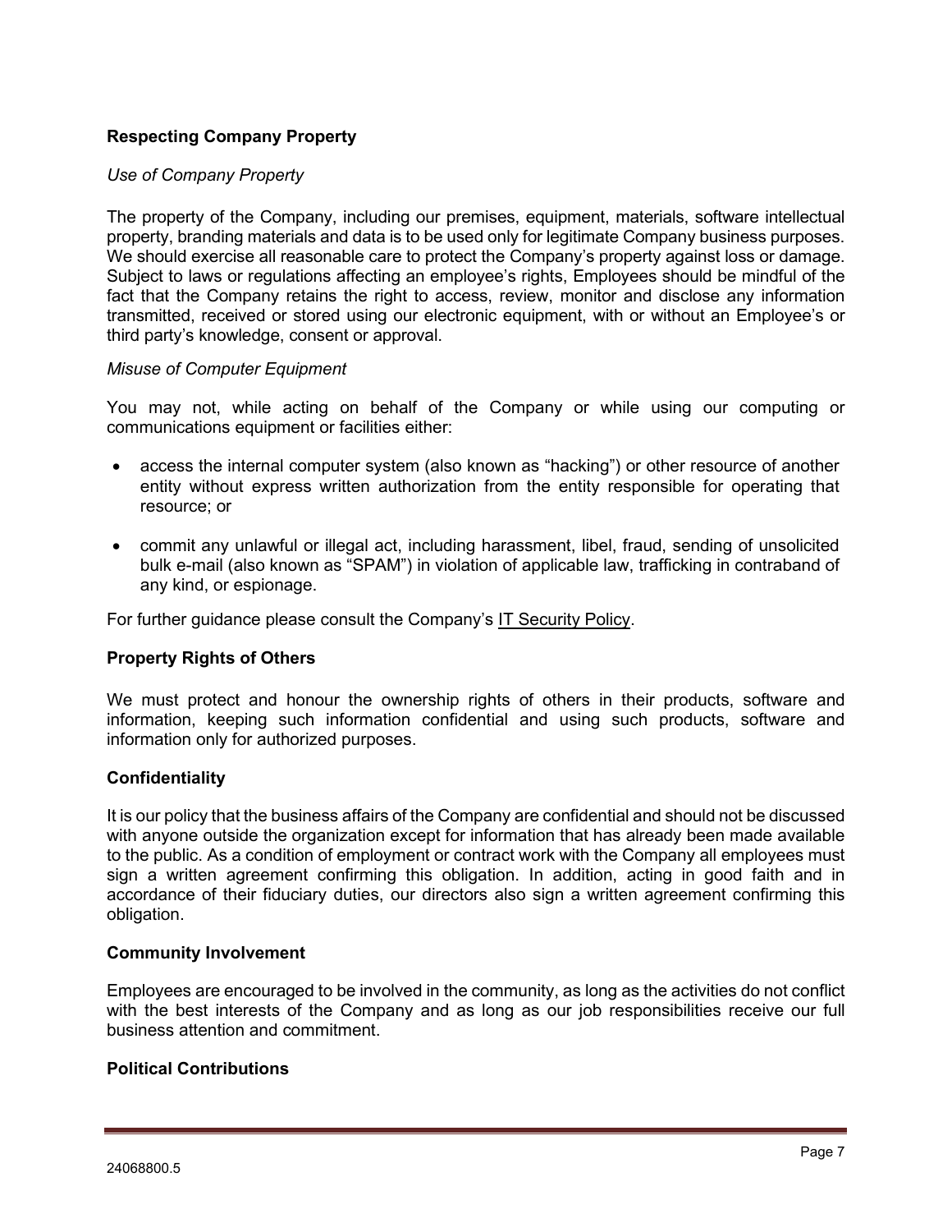## Respecting Company Property

*Use of Company Property*

The property of the Company, including our premises, equipment, materials, software intellectual property, branding materials and data is to be used only for legitimate Company business purposes. We should exercise all reasonable care to protect the Company's property against loss or damage. Subject to laws or regulations affecting an employee's rights, Employees should be mindful of the fact that the Company retains the right to access, review, monitor and disclose any information transmitted, received or stored using our electronic equipment, with or without an Employee's or third party's knowledge, consent or approval.

*Misuse of Computer Equipment*

You may not, while acting on behalf of the Company or while using our computing or communications equipment or facilities either:

- access the internal computer system (also known as "hacking") or other resource of another entity without express written authorization from the entity responsible for operating that resource; or
- commit any unlawful or illegal act, including harassment, libel, fraud, sending of unsolicited bulk e-mail (also known as "SPAM") in violation of applicable law, trafficking in contraband of any kind, or espionage.

For further guidance please consult the Company's IT Security Policy.

## Property Rights of Others

We must protect and honour the ownership rights of others in their products, software and information, keeping such information confidential and using such products, software and information only for authorized purposes.

## Confidentiality

It is our policy that the business affairs of the Company are confidential and should not be discussed with anyone outside the organization except for information that has already been made available to the public. As a condition of employment or contract work with the Company all employees must sign a written agreement confirming this obligation. In addition, acting in good faith and in accordance of their fiduciary duties, our directors also sign a written agreement confirming this obligation.

## Community Involvement

Employees are encouraged to be involved in the community, as long as the activities do not conflict with the best interests of the Company and as long as our job responsibilities receive our full business attention and commitment.

## Political Contributions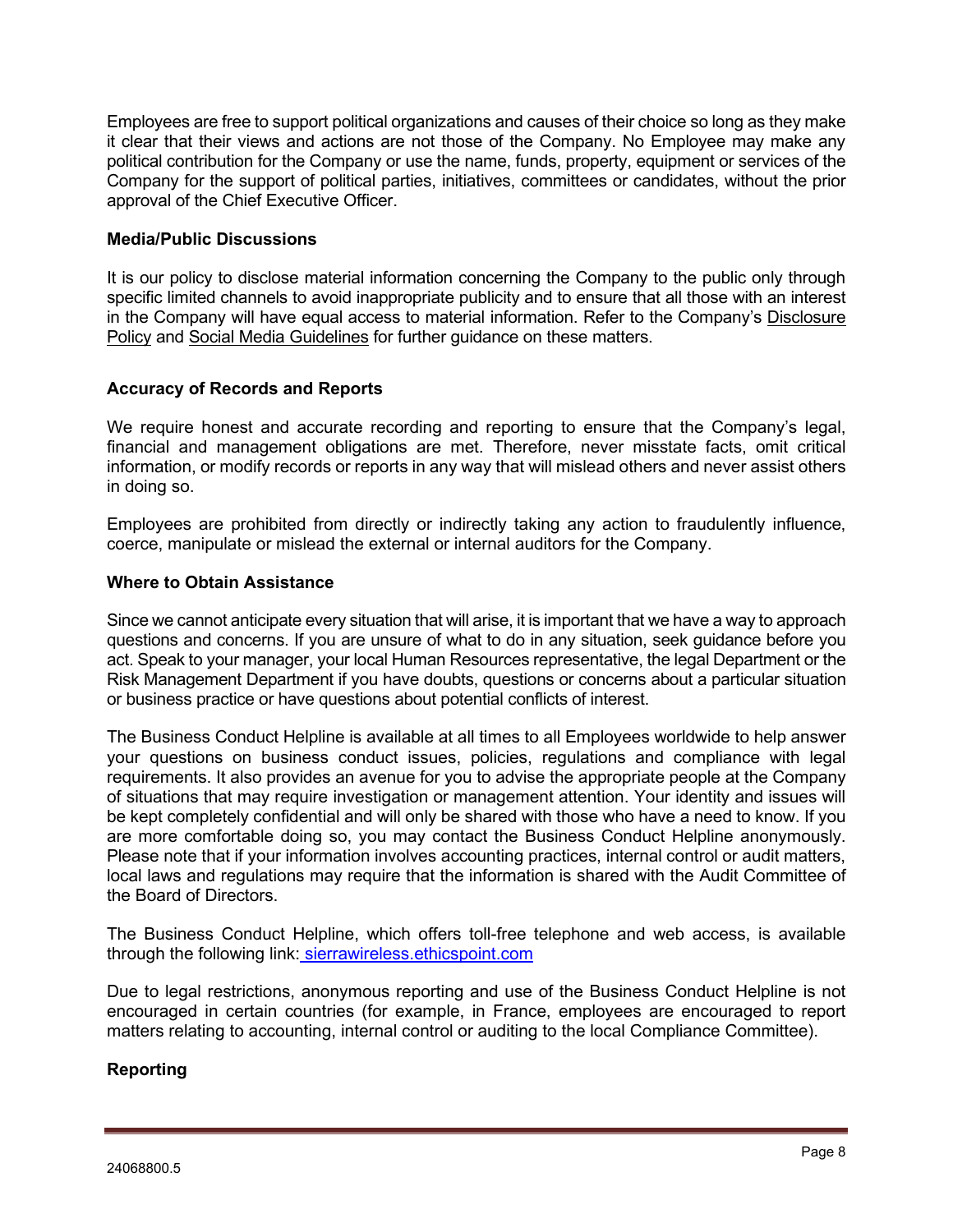Employees are free to support political organizations and causes of their choice so long as they make it clear that their views and actions are not those of the Company. No Employee may make any political contribution for the Company or use the name, funds, property, equipment or services of the Company for the support of political parties, initiatives, committees or candidates, without the prior approval of the Chief Executive Officer.

**Media/Public Discussions**

It is our policy to disclose material information concerning the Company to the public only through specific limited channels to avoid inappropriate publicity and to ensure that all those with an interest in the Company will have equal access to material information. Refer to the Company's Disclosure Policy and Social Media Guidelines for further guidance on these matters.

**Accuracy of Records and Reports**

We require honest and accurate recording and reporting to ensure that the Company's legal, financial and management obligations are met. Therefore, never misstate facts, omit critical information, or modify records or reports in any way that will mislead others and never assist others in doing so.

Employees are prohibited from directly or indirectly taking any action to fraudulently influence, coerce, manipulate or mislead the external or internal auditors for the Company.

**Where to Obtain Assistance**

Since we cannot anticipate every situation that will arise, it is important that we have a way to approach questions and concerns. If you are unsure of what to do in any situation, seek guidance before you act. Speak to your manager, your local Human Resources representative, the legal Department or the Risk Management Department if you have doubts, questions or concerns about a particular situation or business practice or have questions about potential conflicts of interest.

The Business Conduct Helpline is available at all times to all Employees worldwide to help answer your questions on business conduct issues, policies, regulations and compliance with legal requirements. It also provides an avenue for you to advise the appropriate people at the Company of situations that may require investigation or management attention. Your identity and issues will be kept completely confidential and will only be shared with those who have a need to know. If you are more comfortable doing so, you may contact the Business Conduct Helpline anonymously. Please note that if your information involves accounting practices, internal control or audit matters, local laws and regulations may require that the information is shared with the Audit Committee of the Board of Directors.

The Business Conduct Helpline, which offers toll-free telephone and web access, is available through the following link: sierrawireless.ethicspoint.com

Due to legal restrictions, anonymous reporting and use of the Business Conduct Helpline is not encouraged in certain countries (for example, in France, employees are encouraged to report matters relating to accounting, internal control or auditing to the local Compliance Committee).

**Reporting**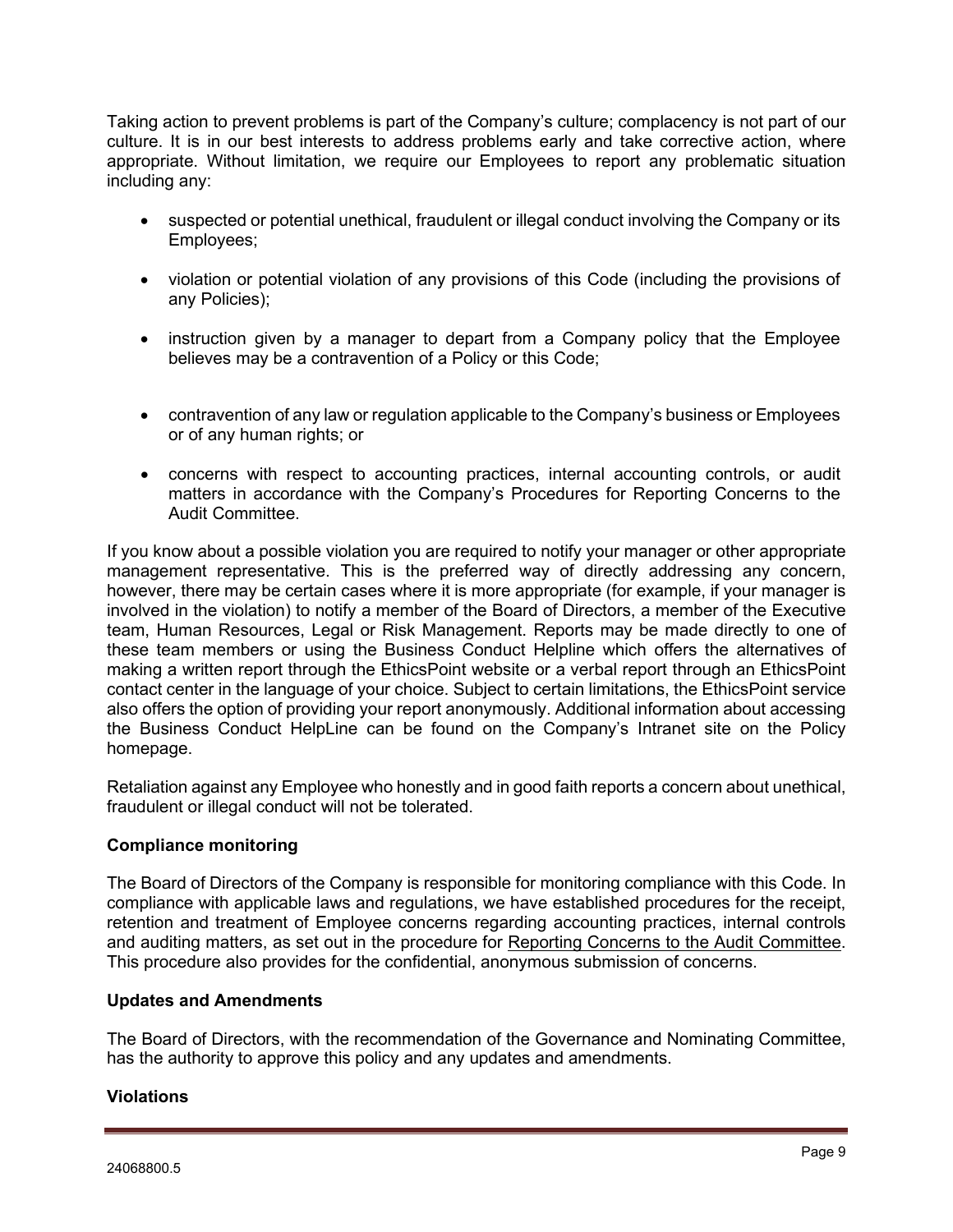Taking action to prevent problems is part of the Company's culture; complacency is not part of our culture. It is in our best interests to address problems early and take corrective action, where appropriate. Without limitation, we require our Employees to report any problematic situation including any:

- suspected or potential unethical, fraudulent or illegal conduct involving the Company or its Employees;
- violation or potential violation of any provisions of this Code (including the provisions of any Policies);
- instruction given by a manager to depart from a Company policy that the Employee believes may be a contravention of a Policy or this Code;
- contravention of any law or regulation applicable to the Company's business or Employees or of any human rights; or
- concerns with respect to accounting practices, internal accounting controls, or audit matters in accordance with the Company's Procedures for Reporting Concerns to the Audit Committee.

If you know about a possible violation you are required to notify your manager or other appropriate management representative. This is the preferred way of directly addressing any concern, however, there may be certain cases where it is more appropriate (for example, if your manager is involved in the violation) to notify a member of the Board of Directors, a member of the Executive team, Human Resources, Legal or Risk Management. Reports may be made directly to one of these team members or using the Business Conduct Helpline which offers the alternatives of making a written report through the EthicsPoint website or a verbal report through an EthicsPoint contact center in the language of your choice. Subject to certain limitations, the EthicsPoint service also offers the option of providing your report anonymously. Additional information about accessing the Business Conduct HelpLine can be found on the Company's Intranet site on the Policy homepage.

Retaliation against any Employee who honestly and in good faith reports a concern about unethical, fraudulent or illegal conduct will not be tolerated.

**Compliance monitoring**

The Board of Directors of the Company is responsible for monitoring compliance with this Code. In compliance with applicable laws and regulations, we have established procedures for the receipt, retention and treatment of Employee concerns regarding accounting practices, internal controls and auditing matters, as set out in the procedure for Reporting Concerns to the Audit Committee. This procedure also provides for the confidential, anonymous submission of concerns.

**Updates and Amendments**

The Board of Directors, with the recommendation of the Governance and Nominating Committee, has the authority to approve this policy and any updates and amendments.

**Violations**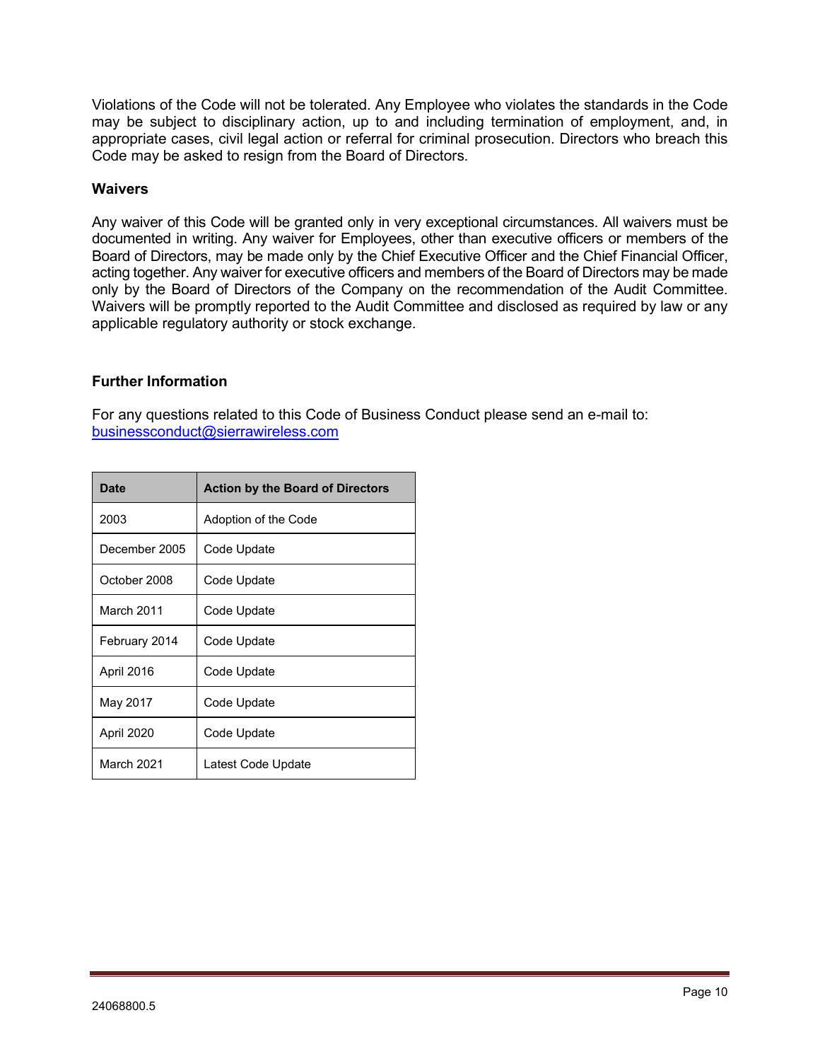Violations of the Code will not be tolerated. Any Employee who violates the standards in the Code may be subject to disciplinary action, up to and including termination of employment, and, in appropriate cases, civil legal action or referral for criminal prosecution. Directors who breach this Code may be asked to resign from the Board of Directors.

### Waivers

Any waiver of this Code will be granted only in very exceptional circumstances. All waivers must be documented in writing. Any waiver for Employees, other than executive officers or members of the Board of Directors, may be made only by the Chief Executive Officer and the Chief Financial Officer, acting together. Any waiver for executive officers and members of the Board of Directors may be made only by the Board of Directors of the Company on the recommendation of the Audit Committee. Waivers will be promptly reported to the Audit Committee and disclosed as required by law or any applicable regulatory authority or stock exchange.

### Further Information

For any questions related to this Code of Business Conduct please send an e-mail to: businessconduct@sierrawireless.com

| Date | Action by the Board of Directors |
|---|---|
| 2003 | Adoption of the Code |
| December 2005 | Code Update |
| October 2008 | Code Update |
| March 2011 | Code Update |
| February 2014 | Code Update |
| April 2016 | Code Update |
| May 2017 | Code Update |
| April 2020 | Code Update |
| March 2021 | Latest Code Update |

24068800.5